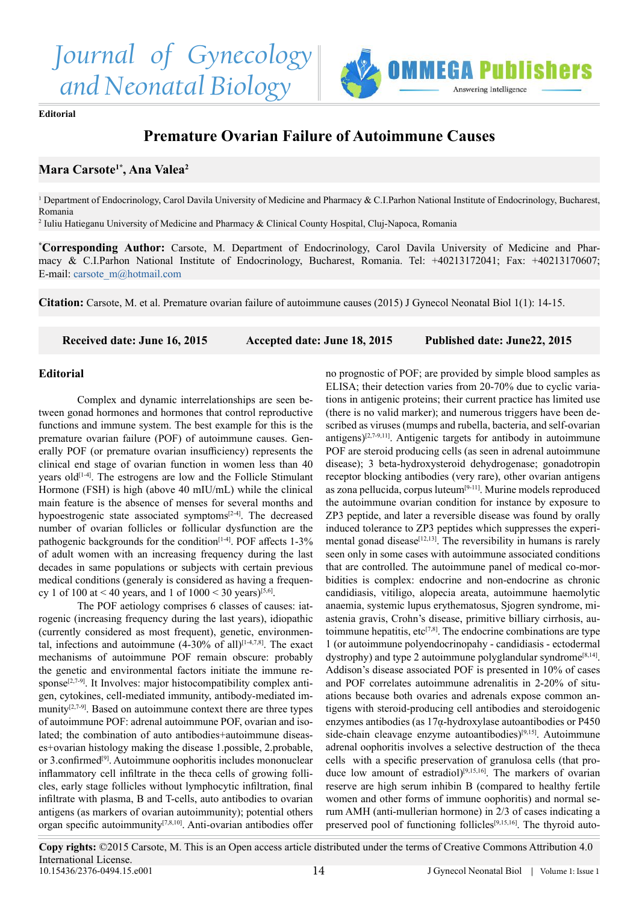Editorial

# Premature Ovarian Failure of Autoimmune Causes

**Mara Carsote[1*], Ana Valea[2]**

[1] Department of Endocrinology, Carol Davila University of Medicine and Pharmacy & C.I.Parhon National Institute of Endocrinology, Bucharest, Romania

[2] Iuliu Hatieganu University of Medicine and Pharmacy & Clinical County Hospital, Cluj-Napoca, Romania

[*]**Corresponding Author:** Carsote, M. Department of Endocrinology, Carol Davila University of Medicine and Pharmacy & C.I.Parhon National Institute of Endocrinology, Bucharest, Romania. Tel: +40213172041; Fax: +40213170607; E-mail: carsote_m@hotmail.com

**Citation:** Carsote, M. et al. Premature ovarian failure of autoimmune causes (2015) J Gynecol Neonatal Biol 1(1): 14-15.

**Received date: June 16, 2015** | **Accepted date: June 18, 2015** | **Published date: June22, 2015**

## Editorial

Complex and dynamic interrelationships are seen between gonad hormones and hormones that control reproductive functions and immune system. The best example for this is the premature ovarian failure (POF) of autoimmune causes. Generally POF (or premature ovarian insufficiency) represents the clinical end stage of ovarian function in women less than 40 years old[1-4]. The estrogens are low and the Follicle Stimulant Hormone (FSH) is high (above 40 mIU/mL) while the clinical main feature is the absence of menses for several months and hypoestrogenic state associated symptoms[2-4]. The decreased number of ovarian follicles or follicular dysfunction are the pathogenic backgrounds for the condition[1-4]. POF affects 1-3% of adult women with an increasing frequency during the last decades in same populations or subjects with certain previous medical conditions (generaly is considered as having a frequency 1 of 100 at < 40 years, and 1 of 1000 < 30 years)[5,6].

The POF aetiology comprises 6 classes of causes: iatrogenic (increasing frequency during the last years), idiopathic (currently considered as most frequent), genetic, environmental, infections and autoimmune (4-30% of all)[1-4,7,8]. The exact mechanisms of autoimmune POF remain obscure: probably the genetic and environmental factors initiate the immune response[2,7-9]. It Involves: major histocompatibility complex antigen, cytokines, cell-mediated immunity, antibody-mediated immunity[2,7-9]. Based on autoimmune context there are three types of autoimmune POF: adrenal autoimmune POF, ovarian and isolated; the combination of auto antibodies+autoimmune diseases+ovarian histology making the disease 1.possible, 2.probable, or 3.confirmed[9]. Autoimmune oophoritis includes mononuclear inflammatory cell infiltrate in the theca cells of growing follicles, early stage follicles without lymphocytic infiltration, final infiltrate with plasma, B and T-cells, auto antibodies to ovarian antigens (as markers of ovarian autoimmunity); potential others organ specific autoimmunity[7,8,10]. Anti-ovarian antibodies offer no prognostic of POF; are provided by simple blood samples as ELISA; their detection varies from 20-70% due to cyclic variations in antigenic proteins; their current practice has limited use (there is no valid marker); and numerous triggers have been described as viruses (mumps and rubella, bacteria, and self-ovarian antigens)[2,7-9,11]. Antigenic targets for antibody in autoimmune POF are steroid producing cells (as seen in adrenal autoimmune disease); 3 beta-hydroxysteroid dehydrogenase; gonadotropin receptor blocking antibodies (very rare), other ovarian antigens as zona pellucida, corpus luteum[9-11]. Murine models reproduced the autoimmune ovarian condition for instance by exposure to ZP3 peptide, and later a reversible disease was found by orally induced tolerance to ZP3 peptides which suppresses the experimental gonad disease[12,13]. The reversibility in humans is rarely seen only in some cases with autoimmune associated conditions that are controlled. The autoimmune panel of medical co-morbidities is complex: endocrine and non-endocrine as chronic candidiasis, vitiligo, alopecia areata, autoimmune haemolytic anaemia, systemic lupus erythematosus, Sjogren syndrome, miastenia gravis, Crohn's disease, primitive billiary cirrhosis, autoimmune hepatitis, etc[7,8]. The endocrine combinations are type 1 (or autoimmune polyendocrinopahy - candidiasis - ectodermal dystrophy) and type 2 autoimmune polyglandular syndrome[8,14]. Addison's disease associated POF is presented in 10% of cases and POF correlates autoimmune adrenalitis in 2-20% of situations because both ovaries and adrenals expose common antigens with steroid-producing cell antibodies and steroidogenic enzymes antibodies (as 17α-hydroxylase autoantibodies or P450 side-chain cleavage enzyme autoantibodies)[9,15]. Autoimmune adrenal oophoritis involves a selective destruction of the theca cells with a specific preservation of granulosa cells (that produce low amount of estradiol)[9,15,16]. The markers of ovarian reserve are high serum inhibin B (compared to healthy fertile women and other forms of immune oophoritis) and normal serum AMH (anti-mullerian hormone) in 2/3 of cases indicating a preserved pool of functioning follicles[9,15,16]. The thyroid auto-

**Copy rights:** ©2015 Carsote, M. This is an Open access article distributed under the terms of Creative Commons Attribution 4.0 International License.

10.15436/2376-0494.15.e001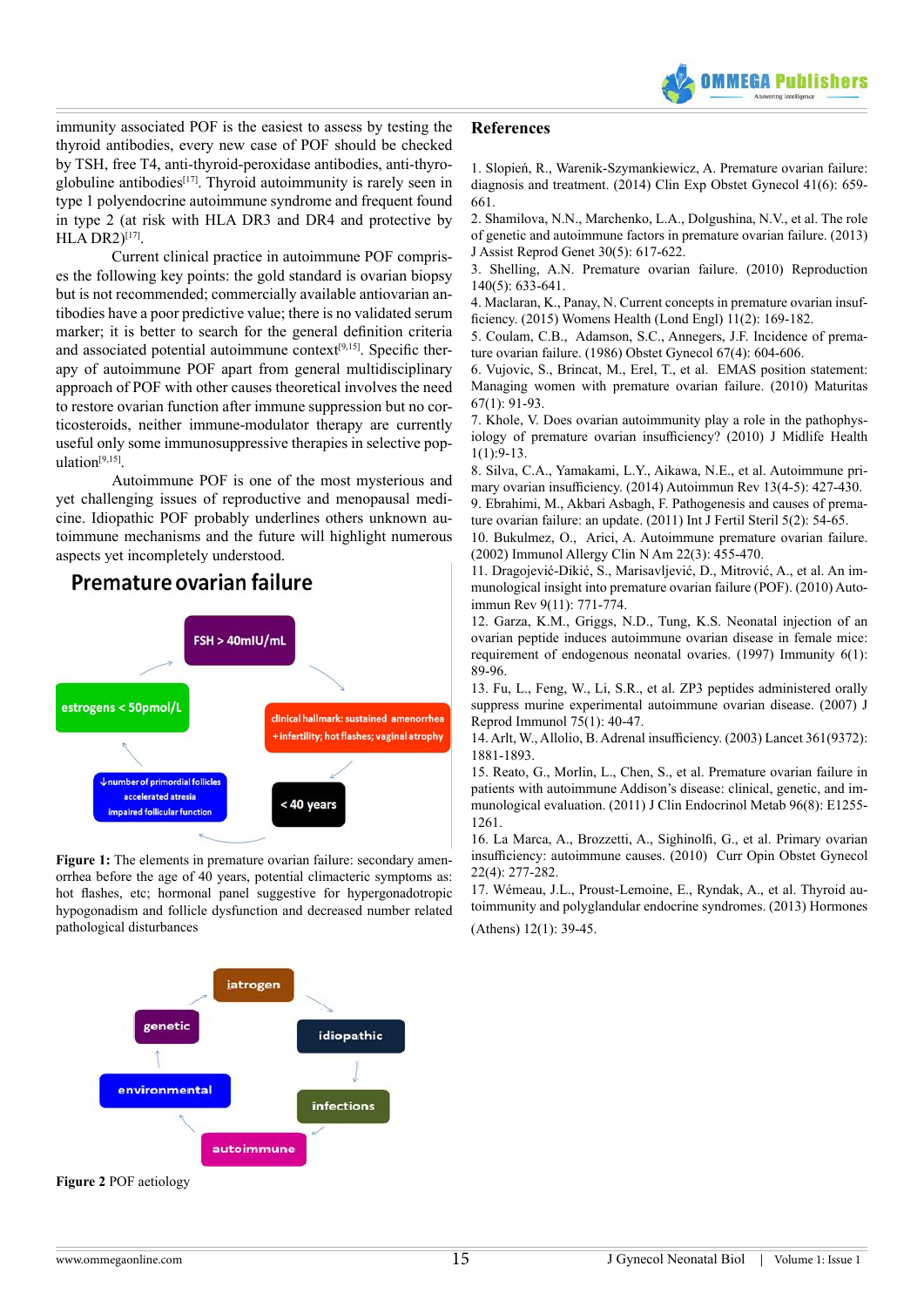immunity associated POF is the easiest to assess by testing the thyroid antibodies, every new case of POF should be checked by TSH, free T4, anti-thyroid-peroxidase antibodies, anti-thyroglobuline antibodies[17]. Thyroid autoimmunity is rarely seen in type 1 polyendocrine autoimmune syndrome and frequent found in type 2 (at risk with HLA DR3 and DR4 and protective by HLA DR2)[17].

Current clinical practice in autoimmune POF comprises the following key points: the gold standard is ovarian biopsy but is not recommended; commercially available antiovarian antibodies have a poor predictive value; there is no validated serum marker; it is better to search for the general definition criteria and associated potential autoimmune context[9,15]. Specific therapy of autoimmune POF apart from general multidisciplinary approach of POF with other causes theoretical involves the need to restore ovarian function after immune suppression but no corticosteroids, neither immune-modulator therapy are currently useful only some immunosuppressive therapies in selective population[9,15].

Autoimmune POF is one of the most mysterious and yet challenging issues of reproductive and menopausal medicine. Idiopathic POF probably underlines others unknown autoimmune mechanisms and the future will highlight numerous aspects yet incompletely understood.

Premature ovarian failure

FSH > 40mIU/mL

clinical hallmark: sustained amenorrhea +infertility; hot flashes; vaginal atrophy

< 40 years

↓number of primordial follicles
accelerated atresia
impaired follicular function

estrogens < 50pmol/L

**Figure 1:** The elements in premature ovarian failure: secondary amenorrhea before the age of 40 years, potential climacteric symptoms as: hot flashes, etc; hormonal panel suggestive for hypergonadotropic hypogonadism and follicle dysfunction and decreased number related pathological disturbances

iatrogen

idiopathic

infections

autoimmune

environmental

genetic

**Figure 2** POF aetiology

## References

1. Slopień, R., Warenik-Szymankiewicz, A. Premature ovarian failure: diagnosis and treatment. (2014) Clin Exp Obstet Gynecol 41(6): 659-661.
2. Shamilova, N.N., Marchenko, L.A., Dolgushina, N.V., et al. The role of genetic and autoimmune factors in premature ovarian failure. (2013) J Assist Reprod Genet 30(5): 617-622.
3. Shelling, A.N. Premature ovarian failure. (2010) Reproduction 140(5): 633-641.
4. Maclaran, K., Panay, N. Current concepts in premature ovarian insufficiency. (2015) Womens Health (Lond Engl) 11(2): 169-182.
5. Coulam, C.B., Adamson, S.C., Annegers, J.F. Incidence of premature ovarian failure. (1986) Obstet Gynecol 67(4): 604-606.
6. Vujovic, S., Brincat, M., Erel, T., et al. EMAS position statement: Managing women with premature ovarian failure. (2010) Maturitas 67(1): 91-93.
7. Khole, V. Does ovarian autoimmunity play a role in the pathophysiology of premature ovarian insufficiency? (2010) J Midlife Health 1(1):9-13.
8. Silva, C.A., Yamakami, L.Y., Aikawa, N.E., et al. Autoimmune primary ovarian insufficiency. (2014) Autoimmun Rev 13(4-5): 427-430.
9. Ebrahimi, M., Akbari Asbagh, F. Pathogenesis and causes of premature ovarian failure: an update. (2011) Int J Fertil Steril 5(2): 54-65.
10. Bukulmez, O., Arici, A. Autoimmune premature ovarian failure. (2002) Immunol Allergy Clin N Am 22(3): 455-470.
11. Dragojević-Dikić, S., Marisavljević, D., Mitrović, A., et al. An immunological insight into premature ovarian failure (POF). (2010) Autoimmun Rev 9(11): 771-774.
12. Garza, K.M., Griggs, N.D., Tung, K.S. Neonatal injection of an ovarian peptide induces autoimmune ovarian disease in female mice: requirement of endogenous neonatal ovaries. (1997) Immunity 6(1): 89-96.
13. Fu, L., Feng, W., Li, S.R., et al. ZP3 peptides administered orally suppress murine experimental autoimmune ovarian disease. (2007) J Reprod Immunol 75(1): 40-47.
14. Arlt, W., Allolio, B. Adrenal insufficiency. (2003) Lancet 361(9372): 1881-1893.
15. Reato, G., Morlin, L., Chen, S., et al. Premature ovarian failure in patients with autoimmune Addison's disease: clinical, genetic, and immunological evaluation. (2011) J Clin Endocrinol Metab 96(8): E1255-1261.
16. La Marca, A., Brozzetti, A., Sighinolfi, G., et al. Primary ovarian insufficiency: autoimmune causes. (2010) Curr Opin Obstet Gynecol 22(4): 277-282.
17. Wémeau, J.L., Proust-Lemoine, E., Ryndak, A., et al. Thyroid autoimmunity and polyglandular endocrine syndromes. (2013) Hormones (Athens) 12(1): 39-45.